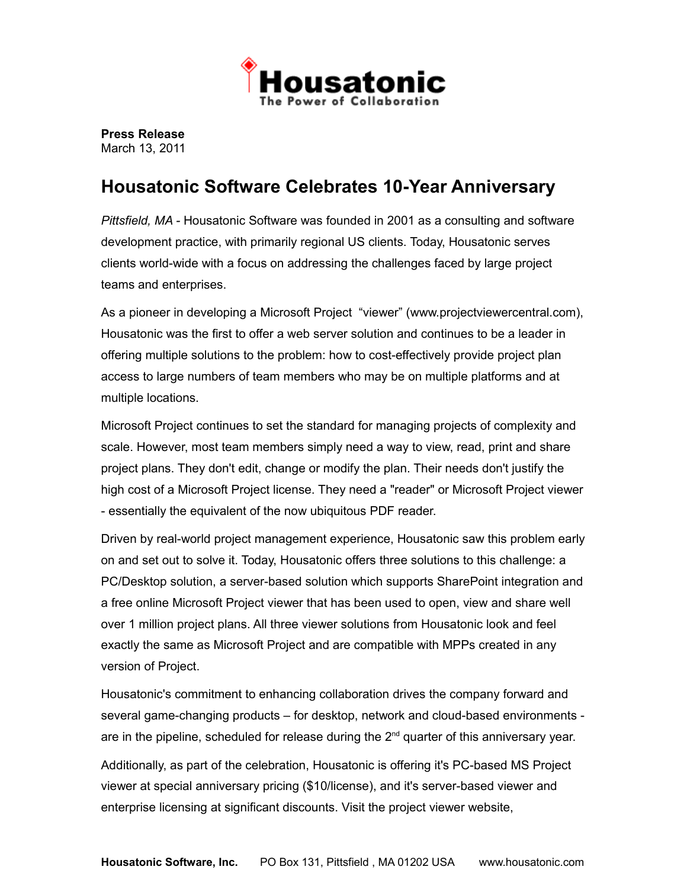**Housatonic**

The Power of Collaboration

**Press Release**
March 13, 2011

# Housatonic Software Celebrates 10-Year Anniversary

*Pittsfield, MA* - Housatonic Software was founded in 2001 as a consulting and software development practice, with primarily regional US clients. Today, Housatonic serves clients world-wide with a focus on addressing the challenges faced by large project teams and enterprises.

As a pioneer in developing a Microsoft Project "viewer" (www.projectviewercentral.com), Housatonic was the first to offer a web server solution and continues to be a leader in offering multiple solutions to the problem: how to cost-effectively provide project plan access to large numbers of team members who may be on multiple platforms and at multiple locations.

Microsoft Project continues to set the standard for managing projects of complexity and scale. However, most team members simply need a way to view, read, print and share project plans. They don't edit, change or modify the plan. Their needs don't justify the high cost of a Microsoft Project license. They need a "reader" or Microsoft Project viewer - essentially the equivalent of the now ubiquitous PDF reader.

Driven by real-world project management experience, Housatonic saw this problem early on and set out to solve it. Today, Housatonic offers three solutions to this challenge: a PC/Desktop solution, a server-based solution which supports SharePoint integration and a free online Microsoft Project viewer that has been used to open, view and share well over 1 million project plans. All three viewer solutions from Housatonic look and feel exactly the same as Microsoft Project and are compatible with MPPs created in any version of Project.

Housatonic's commitment to enhancing collaboration drives the company forward and several game-changing products – for desktop, network and cloud-based environments - are in the pipeline, scheduled for release during the 2nd quarter of this anniversary year.

Additionally, as part of the celebration, Housatonic is offering it's PC-based MS Project viewer at special anniversary pricing ($10/license), and it's server-based viewer and enterprise licensing at significant discounts. Visit the project viewer website,

**Housatonic Software, Inc.** PO Box 131, Pittsfield , MA 01202 USA www.housatonic.com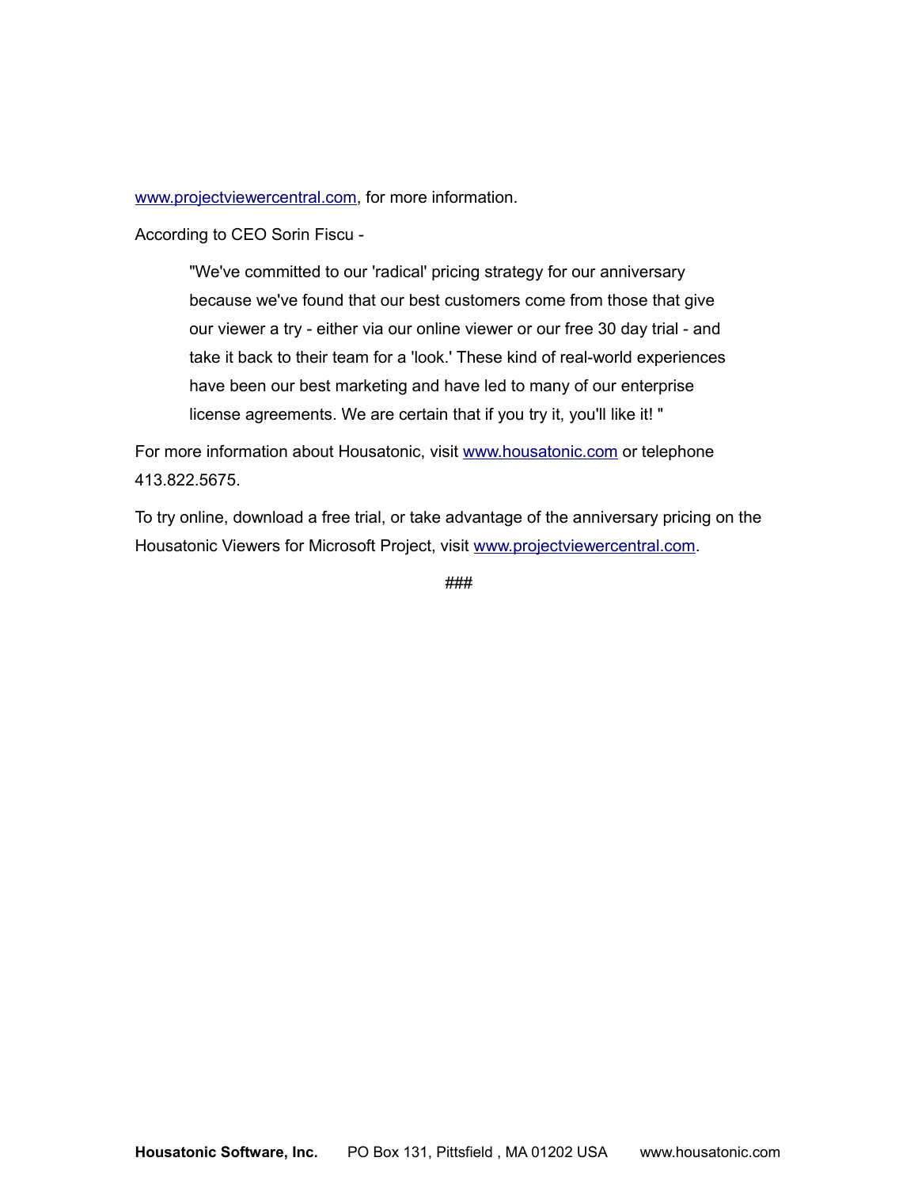www.projectviewercentral.com, for more information.

According to CEO Sorin Fiscu -

> "We've committed to our 'radical' pricing strategy for our anniversary because we've found that our best customers come from those that give our viewer a try - either via our online viewer or our free 30 day trial - and take it back to their team for a 'look.' These kind of real-world experiences have been our best marketing and have led to many of our enterprise license agreements. We are certain that if you try it, you'll like it! "

For more information about Housatonic, visit www.housatonic.com or telephone 413.822.5675.

To try online, download a free trial, or take advantage of the anniversary pricing on the Housatonic Viewers for Microsoft Project, visit www.projectviewercentral.com.

###